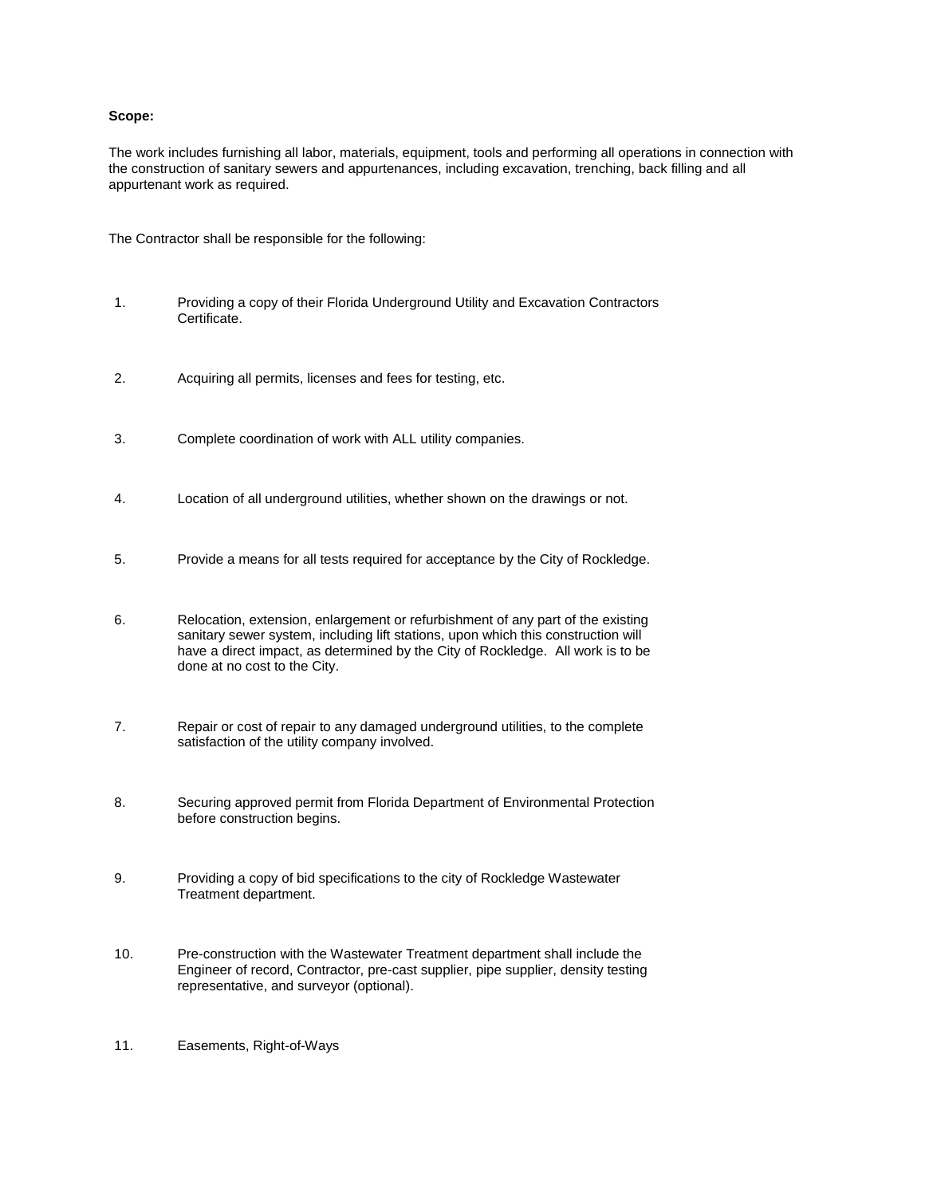**Scope:**

The work includes furnishing all labor, materials, equipment, tools and performing all operations in connection with the construction of sanitary sewers and appurtenances, including excavation, trenching, back filling and all appurtenant work as required.

The Contractor shall be responsible for the following:

1. Providing a copy of their Florida Underground Utility and Excavation Contractors Certificate.

2. Acquiring all permits, licenses and fees for testing, etc.

3. Complete coordination of work with ALL utility companies.

4. Location of all underground utilities, whether shown on the drawings or not.

5. Provide a means for all tests required for acceptance by the City of Rockledge.

6. Relocation, extension, enlargement or refurbishment of any part of the existing sanitary sewer system, including lift stations, upon which this construction will have a direct impact, as determined by the City of Rockledge. All work is to be done at no cost to the City.

7. Repair or cost of repair to any damaged underground utilities, to the complete satisfaction of the utility company involved.

8. Securing approved permit from Florida Department of Environmental Protection before construction begins.

9. Providing a copy of bid specifications to the city of Rockledge Wastewater Treatment department.

10. Pre-construction with the Wastewater Treatment department shall include the Engineer of record, Contractor, pre-cast supplier, pipe supplier, density testing representative, and surveyor (optional).

11. Easements, Right-of-Ways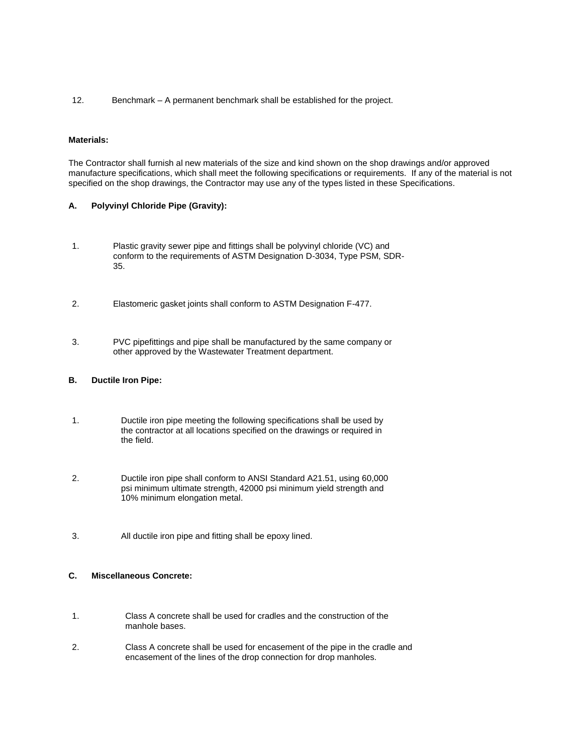12. Benchmark – A permanent benchmark shall be established for the project.

**Materials:**

The Contractor shall furnish al new materials of the size and kind shown on the shop drawings and/or approved manufacture specifications, which shall meet the following specifications or requirements. If any of the material is not specified on the shop drawings, the Contractor may use any of the types listed in these Specifications.

**A. Polyvinyl Chloride Pipe (Gravity):**

1. Plastic gravity sewer pipe and fittings shall be polyvinyl chloride (VC) and conform to the requirements of ASTM Designation D-3034, Type PSM, SDR-35.

2. Elastomeric gasket joints shall conform to ASTM Designation F-477.

3. PVC pipefittings and pipe shall be manufactured by the same company or other approved by the Wastewater Treatment department.

**B. Ductile Iron Pipe:**

1. Ductile iron pipe meeting the following specifications shall be used by the contractor at all locations specified on the drawings or required in the field.

2. Ductile iron pipe shall conform to ANSI Standard A21.51, using 60,000 psi minimum ultimate strength, 42000 psi minimum yield strength and 10% minimum elongation metal.

3. All ductile iron pipe and fitting shall be epoxy lined.

**C. Miscellaneous Concrete:**

1. Class A concrete shall be used for cradles and the construction of the manhole bases.

2. Class A concrete shall be used for encasement of the pipe in the cradle and encasement of the lines of the drop connection for drop manholes.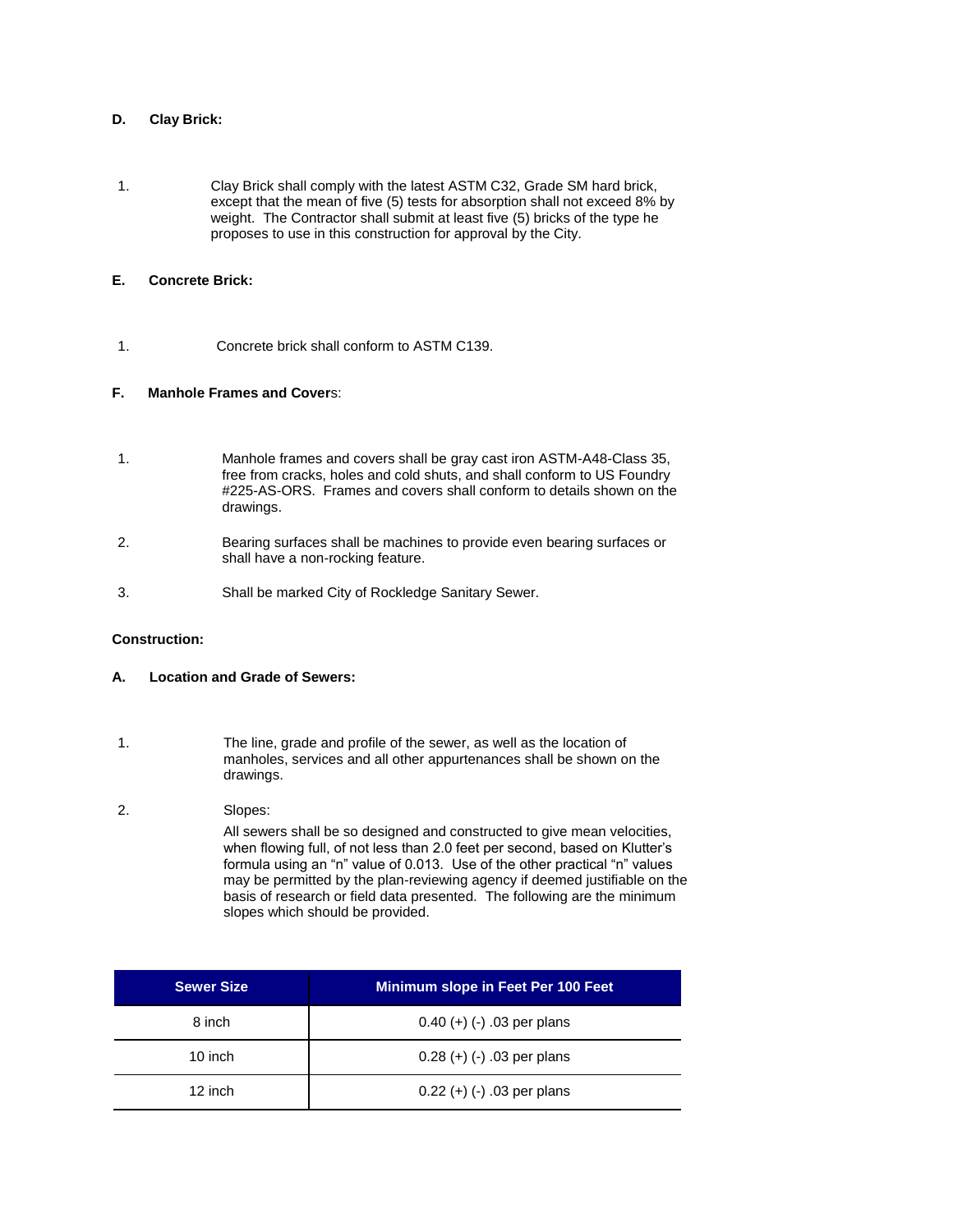**D. Clay Brick:**

1. Clay Brick shall comply with the latest ASTM C32, Grade SM hard brick, except that the mean of five (5) tests for absorption shall not exceed 8% by weight. The Contractor shall submit at least five (5) bricks of the type he proposes to use in this construction for approval by the City.

**E. Concrete Brick:**

1. Concrete brick shall conform to ASTM C139.

**F. Manhole Frames and Covers:**

1. Manhole frames and covers shall be gray cast iron ASTM-A48-Class 35, free from cracks, holes and cold shuts, and shall conform to US Foundry #225-AS-ORS. Frames and covers shall conform to details shown on the drawings.

2. Bearing surfaces shall be machines to provide even bearing surfaces or shall have a non-rocking feature.

3. Shall be marked City of Rockledge Sanitary Sewer.

**Construction:**

**A. Location and Grade of Sewers:**

1. The line, grade and profile of the sewer, as well as the location of manholes, services and all other appurtenances shall be shown on the drawings.

2. Slopes:

   All sewers shall be so designed and constructed to give mean velocities, when flowing full, of not less than 2.0 feet per second, based on Klutter's formula using an "n" value of 0.013. Use of the other practical "n" values may be permitted by the plan-reviewing agency if deemed justifiable on the basis of research or field data presented. The following are the minimum slopes which should be provided.

| Sewer Size | Minimum slope in Feet Per 100 Feet |
|---|---|
| 8 inch | 0.40 (+) (-) .03 per plans |
| 10 inch | 0.28 (+) (-) .03 per plans |
| 12 inch | 0.22 (+) (-) .03 per plans |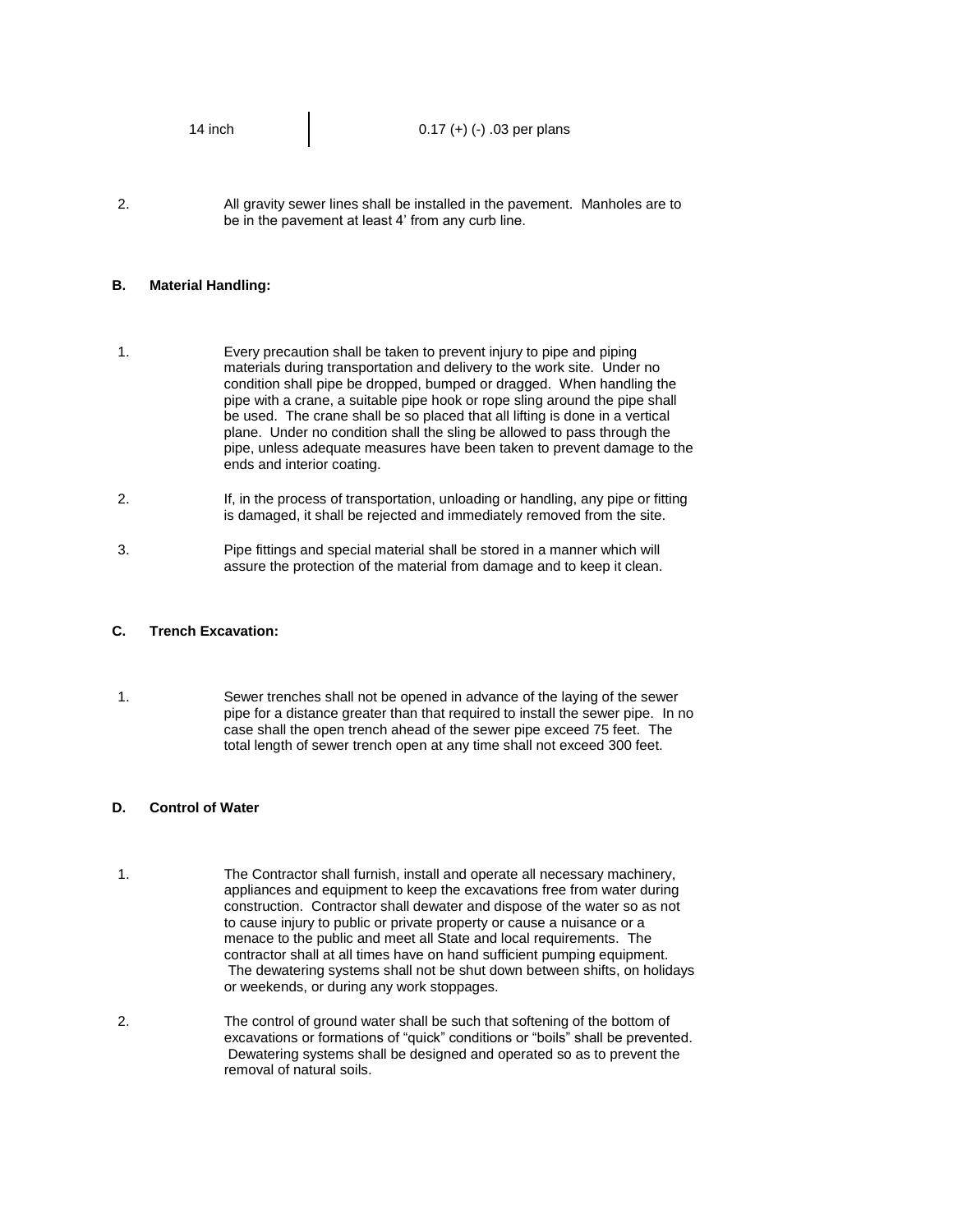| 14 inch | 0.17 (+) (-) .03 per plans |
|---|---|

2. All gravity sewer lines shall be installed in the pavement. Manholes are to be in the pavement at least 4' from any curb line.

**B. Material Handling:**

1. Every precaution shall be taken to prevent injury to pipe and piping materials during transportation and delivery to the work site. Under no condition shall pipe be dropped, bumped or dragged. When handling the pipe with a crane, a suitable pipe hook or rope sling around the pipe shall be used. The crane shall be so placed that all lifting is done in a vertical plane. Under no condition shall the sling be allowed to pass through the pipe, unless adequate measures have been taken to prevent damage to the ends and interior coating.

2. If, in the process of transportation, unloading or handling, any pipe or fitting is damaged, it shall be rejected and immediately removed from the site.

3. Pipe fittings and special material shall be stored in a manner which will assure the protection of the material from damage and to keep it clean.

**C. Trench Excavation:**

1. Sewer trenches shall not be opened in advance of the laying of the sewer pipe for a distance greater than that required to install the sewer pipe. In no case shall the open trench ahead of the sewer pipe exceed 75 feet. The total length of sewer trench open at any time shall not exceed 300 feet.

**D. Control of Water**

1. The Contractor shall furnish, install and operate all necessary machinery, appliances and equipment to keep the excavations free from water during construction. Contractor shall dewater and dispose of the water so as not to cause injury to public or private property or cause a nuisance or a menace to the public and meet all State and local requirements. The contractor shall at all times have on hand sufficient pumping equipment. The dewatering systems shall not be shut down between shifts, on holidays or weekends, or during any work stoppages.

2. The control of ground water shall be such that softening of the bottom of excavations or formations of "quick" conditions or "boils" shall be prevented. Dewatering systems shall be designed and operated so as to prevent the removal of natural soils.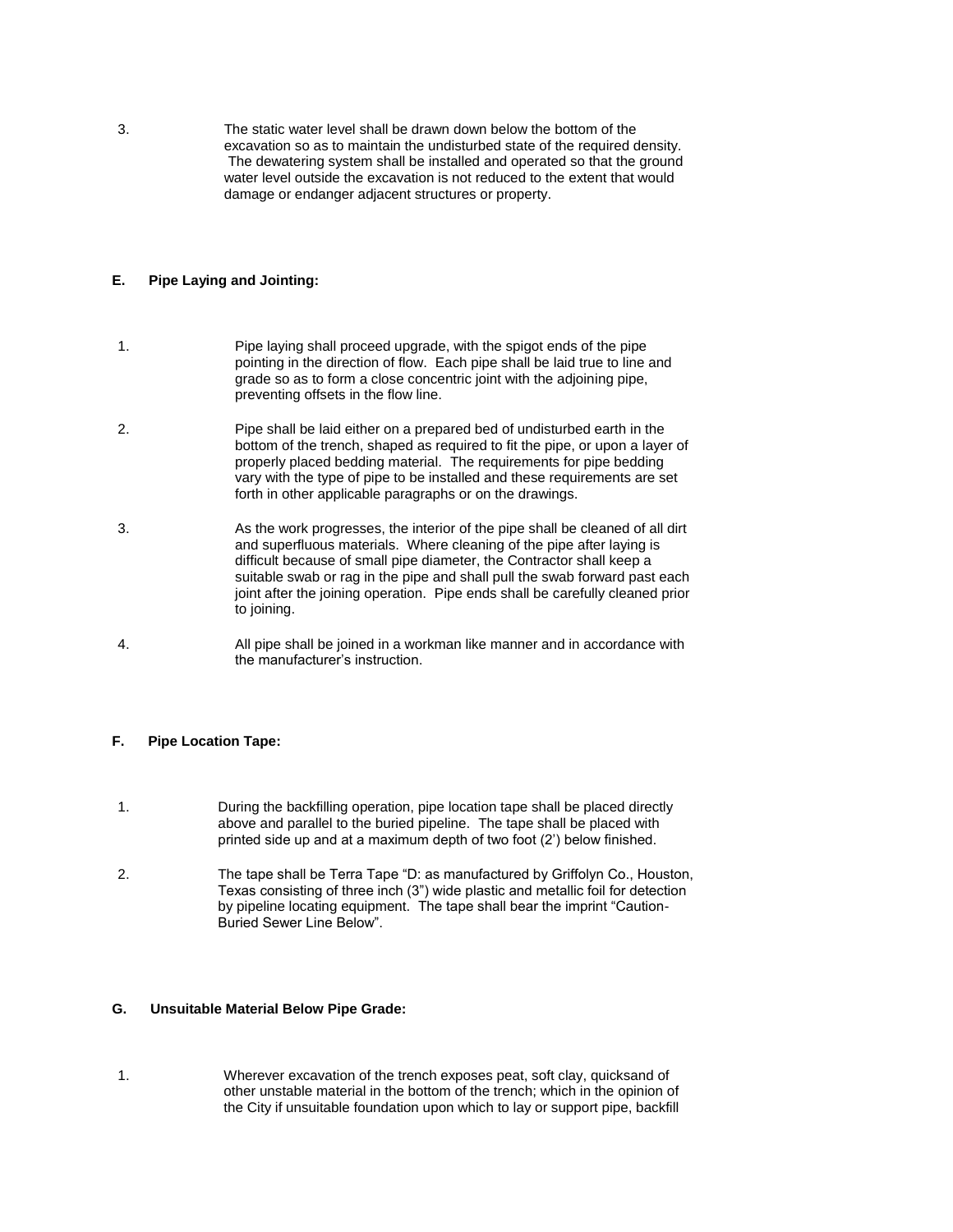3. The static water level shall be drawn down below the bottom of the excavation so as to maintain the undisturbed state of the required density. The dewatering system shall be installed and operated so that the ground water level outside the excavation is not reduced to the extent that would damage or endanger adjacent structures or property.

**E. Pipe Laying and Jointing:**

1. Pipe laying shall proceed upgrade, with the spigot ends of the pipe pointing in the direction of flow. Each pipe shall be laid true to line and grade so as to form a close concentric joint with the adjoining pipe, preventing offsets in the flow line.

2. Pipe shall be laid either on a prepared bed of undisturbed earth in the bottom of the trench, shaped as required to fit the pipe, or upon a layer of properly placed bedding material. The requirements for pipe bedding vary with the type of pipe to be installed and these requirements are set forth in other applicable paragraphs or on the drawings.

3. As the work progresses, the interior of the pipe shall be cleaned of all dirt and superfluous materials. Where cleaning of the pipe after laying is difficult because of small pipe diameter, the Contractor shall keep a suitable swab or rag in the pipe and shall pull the swab forward past each joint after the joining operation. Pipe ends shall be carefully cleaned prior to joining.

4. All pipe shall be joined in a workman like manner and in accordance with the manufacturer's instruction.

**F. Pipe Location Tape:**

1. During the backfilling operation, pipe location tape shall be placed directly above and parallel to the buried pipeline. The tape shall be placed with printed side up and at a maximum depth of two foot (2') below finished.

2. The tape shall be Terra Tape "D: as manufactured by Griffolyn Co., Houston, Texas consisting of three inch (3") wide plastic and metallic foil for detection by pipeline locating equipment. The tape shall bear the imprint "Caution-Buried Sewer Line Below".

**G. Unsuitable Material Below Pipe Grade:**

1. Wherever excavation of the trench exposes peat, soft clay, quicksand of other unstable material in the bottom of the trench; which in the opinion of the City if unsuitable foundation upon which to lay or support pipe, backfill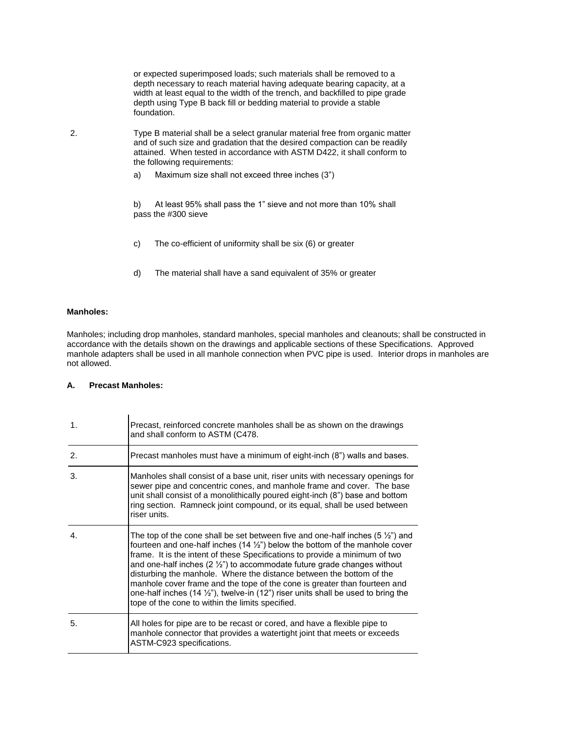or expected superimposed loads; such materials shall be removed to a depth necessary to reach material having adequate bearing capacity, at a width at least equal to the width of the trench, and backfilled to pipe grade depth using Type B back fill or bedding material to provide a stable foundation.

2. Type B material shall be a select granular material free from organic matter and of such size and gradation that the desired compaction can be readily attained. When tested in accordance with ASTM D422, it shall conform to the following requirements:

   a) Maximum size shall not exceed three inches (3")

   b) At least 95% shall pass the 1" sieve and not more than 10% shall pass the #300 sieve

   c) The co-efficient of uniformity shall be six (6) or greater

   d) The material shall have a sand equivalent of 35% or greater

**Manholes:**

Manholes; including drop manholes, standard manholes, special manholes and cleanouts; shall be constructed in accordance with the details shown on the drawings and applicable sections of these Specifications. Approved manhole adapters shall be used in all manhole connection when PVC pipe is used. Interior drops in manholes are not allowed.

**A. Precast Manholes:**

| | |
|---|---|
| 1. | Precast, reinforced concrete manholes shall be as shown on the drawings and shall conform to ASTM (C478. |
| 2. | Precast manholes must have a minimum of eight-inch (8") walls and bases. |
| 3. | Manholes shall consist of a base unit, riser units with necessary openings for sewer pipe and concentric cones, and manhole frame and cover. The base unit shall consist of a monolithically poured eight-inch (8") base and bottom ring section. Ramneck joint compound, or its equal, shall be used between riser units. |
| 4. | The top of the cone shall be set between five and one-half inches (5 ½") and fourteen and one-half inches (14 ½") below the bottom of the manhole cover frame. It is the intent of these Specifications to provide a minimum of two and one-half inches (2 ½") to accommodate future grade changes without disturbing the manhole. Where the distance between the bottom of the manhole cover frame and the tope of the cone is greater than fourteen and one-half inches (14 ½"), twelve-in (12") riser units shall be used to bring the tope of the cone to within the limits specified. |
| 5. | All holes for pipe are to be recast or cored, and have a flexible pipe to manhole connector that provides a watertight joint that meets or exceeds ASTM-C923 specifications. |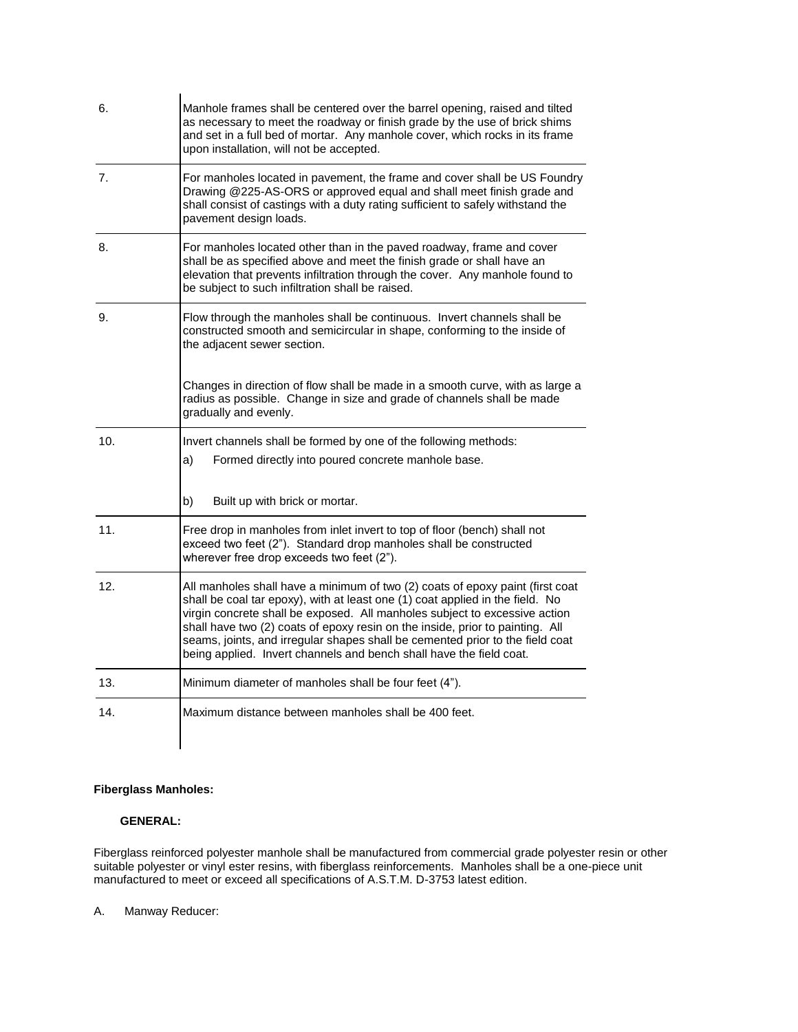| | |
|---|---|
| 6. | Manhole frames shall be centered over the barrel opening, raised and tilted as necessary to meet the roadway or finish grade by the use of brick shims and set in a full bed of mortar. Any manhole cover, which rocks in its frame upon installation, will not be accepted. |
| 7. | For manholes located in pavement, the frame and cover shall be US Foundry Drawing @225-AS-ORS or approved equal and shall meet finish grade and shall consist of castings with a duty rating sufficient to safely withstand the pavement design loads. |
| 8. | For manholes located other than in the paved roadway, frame and cover shall be as specified above and meet the finish grade or shall have an elevation that prevents infiltration through the cover. Any manhole found to be subject to such infiltration shall be raised. |
| 9. | Flow through the manholes shall be continuous. Invert channels shall be constructed smooth and semicircular in shape, conforming to the inside of the adjacent sewer section.<br><br>Changes in direction of flow shall be made in a smooth curve, with as large a radius as possible. Change in size and grade of channels shall be made gradually and evenly. |
| 10. | Invert channels shall be formed by one of the following methods:<br>a) Formed directly into poured concrete manhole base.<br><br>b) Built up with brick or mortar. |
| 11. | Free drop in manholes from inlet invert to top of floor (bench) shall not exceed two feet (2"). Standard drop manholes shall be constructed wherever free drop exceeds two feet (2"). |
| 12. | All manholes shall have a minimum of two (2) coats of epoxy paint (first coat shall be coal tar epoxy), with at least one (1) coat applied in the field. No virgin concrete shall be exposed. All manholes subject to excessive action shall have two (2) coats of epoxy resin on the inside, prior to painting. All seams, joints, and irregular shapes shall be cemented prior to the field coat being applied. Invert channels and bench shall have the field coat. |
| 13. | Minimum diameter of manholes shall be four feet (4"). |
| 14. | Maximum distance between manholes shall be 400 feet. |

**Fiberglass Manholes:**

**GENERAL:**

Fiberglass reinforced polyester manhole shall be manufactured from commercial grade polyester resin or other suitable polyester or vinyl ester resins, with fiberglass reinforcements. Manholes shall be a one-piece unit manufactured to meet or exceed all specifications of A.S.T.M. D-3753 latest edition.

A. Manway Reducer: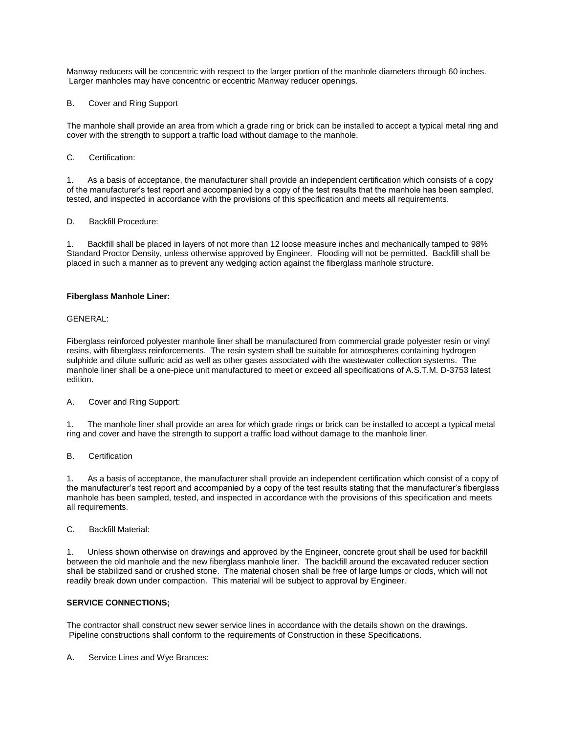Manway reducers will be concentric with respect to the larger portion of the manhole diameters through 60 inches. Larger manholes may have concentric or eccentric Manway reducer openings.

B. Cover and Ring Support

The manhole shall provide an area from which a grade ring or brick can be installed to accept a typical metal ring and cover with the strength to support a traffic load without damage to the manhole.

C. Certification:

1. As a basis of acceptance, the manufacturer shall provide an independent certification which consists of a copy of the manufacturer's test report and accompanied by a copy of the test results that the manhole has been sampled, tested, and inspected in accordance with the provisions of this specification and meets all requirements.

D. Backfill Procedure:

1. Backfill shall be placed in layers of not more than 12 loose measure inches and mechanically tamped to 98% Standard Proctor Density, unless otherwise approved by Engineer. Flooding will not be permitted. Backfill shall be placed in such a manner as to prevent any wedging action against the fiberglass manhole structure.

**Fiberglass Manhole Liner:**

GENERAL:

Fiberglass reinforced polyester manhole liner shall be manufactured from commercial grade polyester resin or vinyl resins, with fiberglass reinforcements. The resin system shall be suitable for atmospheres containing hydrogen sulphide and dilute sulfuric acid as well as other gases associated with the wastewater collection systems. The manhole liner shall be a one-piece unit manufactured to meet or exceed all specifications of A.S.T.M. D-3753 latest edition.

A. Cover and Ring Support:

1. The manhole liner shall provide an area for which grade rings or brick can be installed to accept a typical metal ring and cover and have the strength to support a traffic load without damage to the manhole liner.

B. Certification

1. As a basis of acceptance, the manufacturer shall provide an independent certification which consist of a copy of the manufacturer's test report and accompanied by a copy of the test results stating that the manufacturer's fiberglass manhole has been sampled, tested, and inspected in accordance with the provisions of this specification and meets all requirements.

C. Backfill Material:

1. Unless shown otherwise on drawings and approved by the Engineer, concrete grout shall be used for backfill between the old manhole and the new fiberglass manhole liner. The backfill around the excavated reducer section shall be stabilized sand or crushed stone. The material chosen shall be free of large lumps or clods, which will not readily break down under compaction. This material will be subject to approval by Engineer.

**SERVICE CONNECTIONS;**

The contractor shall construct new sewer service lines in accordance with the details shown on the drawings. Pipeline constructions shall conform to the requirements of Construction in these Specifications.

A. Service Lines and Wye Brances: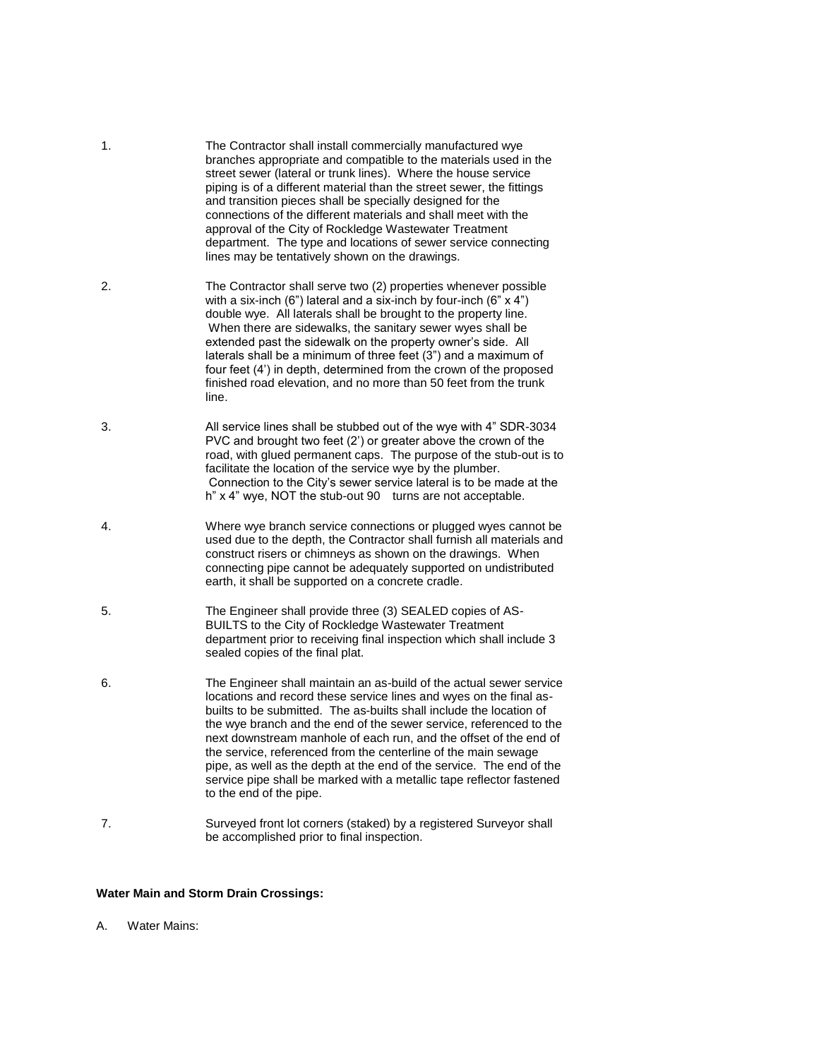1. The Contractor shall install commercially manufactured wye branches appropriate and compatible to the materials used in the street sewer (lateral or trunk lines). Where the house service piping is of a different material than the street sewer, the fittings and transition pieces shall be specially designed for the connections of the different materials and shall meet with the approval of the City of Rockledge Wastewater Treatment department. The type and locations of sewer service connecting lines may be tentatively shown on the drawings.

2. The Contractor shall serve two (2) properties whenever possible with a six-inch (6") lateral and a six-inch by four-inch (6" x 4") double wye. All laterals shall be brought to the property line. When there are sidewalks, the sanitary sewer wyes shall be extended past the sidewalk on the property owner's side. All laterals shall be a minimum of three feet (3") and a maximum of four feet (4') in depth, determined from the crown of the proposed finished road elevation, and no more than 50 feet from the trunk line.

3. All service lines shall be stubbed out of the wye with 4" SDR-3034 PVC and brought two feet (2') or greater above the crown of the road, with glued permanent caps. The purpose of the stub-out is to facilitate the location of the service wye by the plumber. Connection to the City's sewer service lateral is to be made at the h" x 4" wye, NOT the stub-out 90 turns are not acceptable.

4. Where wye branch service connections or plugged wyes cannot be used due to the depth, the Contractor shall furnish all materials and construct risers or chimneys as shown on the drawings. When connecting pipe cannot be adequately supported on undistributed earth, it shall be supported on a concrete cradle.

5. The Engineer shall provide three (3) SEALED copies of AS-BUILTS to the City of Rockledge Wastewater Treatment department prior to receiving final inspection which shall include 3 sealed copies of the final plat.

6. The Engineer shall maintain an as-build of the actual sewer service locations and record these service lines and wyes on the final as-builts to be submitted. The as-builts shall include the location of the wye branch and the end of the sewer service, referenced to the next downstream manhole of each run, and the offset of the end of the service, referenced from the centerline of the main sewage pipe, as well as the depth at the end of the service. The end of the service pipe shall be marked with a metallic tape reflector fastened to the end of the pipe.

7. Surveyed front lot corners (staked) by a registered Surveyor shall be accomplished prior to final inspection.

**Water Main and Storm Drain Crossings:**

A. Water Mains: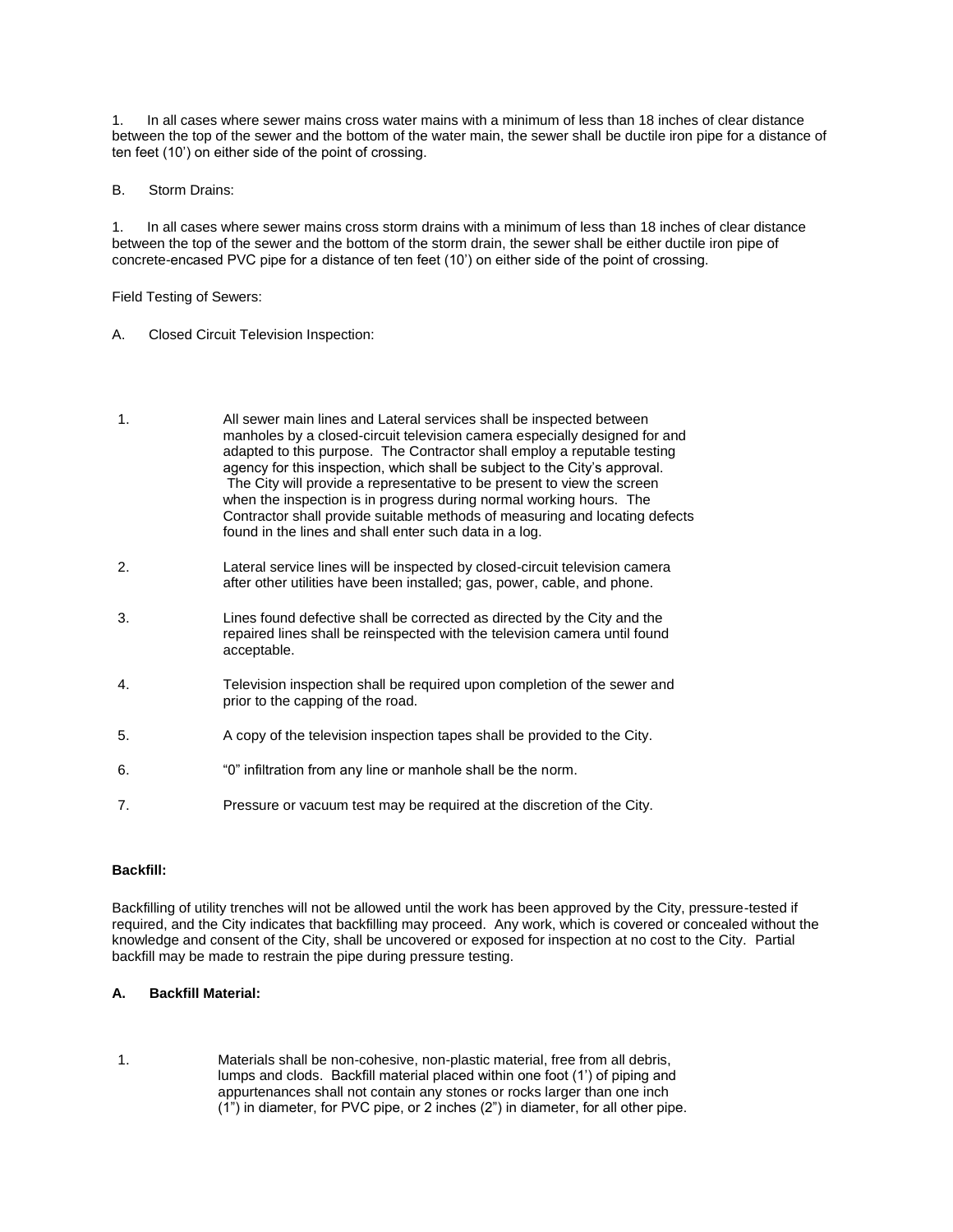1. In all cases where sewer mains cross water mains with a minimum of less than 18 inches of clear distance between the top of the sewer and the bottom of the water main, the sewer shall be ductile iron pipe for a distance of ten feet (10') on either side of the point of crossing.

B. Storm Drains:

1. In all cases where sewer mains cross storm drains with a minimum of less than 18 inches of clear distance between the top of the sewer and the bottom of the storm drain, the sewer shall be either ductile iron pipe of concrete-encased PVC pipe for a distance of ten feet (10') on either side of the point of crossing.

Field Testing of Sewers:

A. Closed Circuit Television Inspection:

1. All sewer main lines and Lateral services shall be inspected between manholes by a closed-circuit television camera especially designed for and adapted to this purpose. The Contractor shall employ a reputable testing agency for this inspection, which shall be subject to the City's approval. The City will provide a representative to be present to view the screen when the inspection is in progress during normal working hours. The Contractor shall provide suitable methods of measuring and locating defects found in the lines and shall enter such data in a log.
2. Lateral service lines will be inspected by closed-circuit television camera after other utilities have been installed; gas, power, cable, and phone.
3. Lines found defective shall be corrected as directed by the City and the repaired lines shall be reinspected with the television camera until found acceptable.
4. Television inspection shall be required upon completion of the sewer and prior to the capping of the road.
5. A copy of the television inspection tapes shall be provided to the City.
6. "0" infiltration from any line or manhole shall be the norm.
7. Pressure or vacuum test may be required at the discretion of the City.

**Backfill:**

Backfilling of utility trenches will not be allowed until the work has been approved by the City, pressure-tested if required, and the City indicates that backfilling may proceed. Any work, which is covered or concealed without the knowledge and consent of the City, shall be uncovered or exposed for inspection at no cost to the City. Partial backfill may be made to restrain the pipe during pressure testing.

**A. Backfill Material:**

1. Materials shall be non-cohesive, non-plastic material, free from all debris, lumps and clods. Backfill material placed within one foot (1') of piping and appurtenances shall not contain any stones or rocks larger than one inch (1") in diameter, for PVC pipe, or 2 inches (2") in diameter, for all other pipe.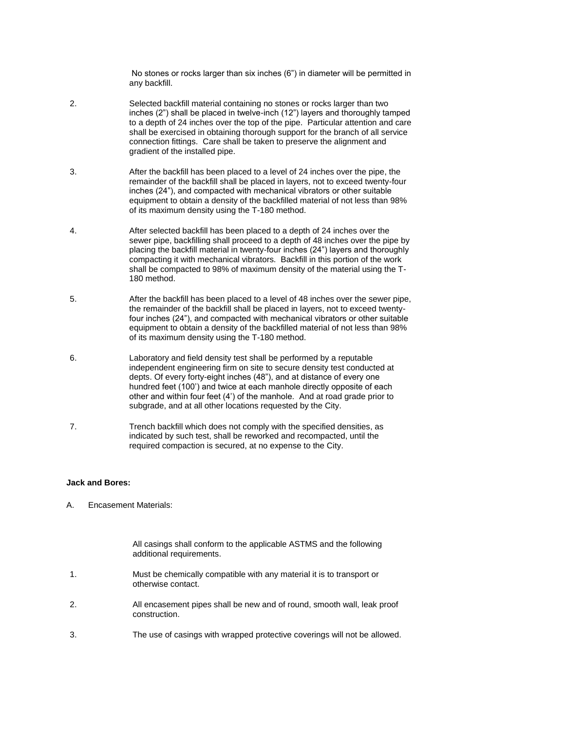No stones or rocks larger than six inches (6") in diameter will be permitted in any backfill.

2. Selected backfill material containing no stones or rocks larger than two inches (2") shall be placed in twelve-inch (12") layers and thoroughly tamped to a depth of 24 inches over the top of the pipe. Particular attention and care shall be exercised in obtaining thorough support for the branch of all service connection fittings. Care shall be taken to preserve the alignment and gradient of the installed pipe.

3. After the backfill has been placed to a level of 24 inches over the pipe, the remainder of the backfill shall be placed in layers, not to exceed twenty-four inches (24"), and compacted with mechanical vibrators or other suitable equipment to obtain a density of the backfilled material of not less than 98% of its maximum density using the T-180 method.

4. After selected backfill has been placed to a depth of 24 inches over the sewer pipe, backfilling shall proceed to a depth of 48 inches over the pipe by placing the backfill material in twenty-four inches (24") layers and thoroughly compacting it with mechanical vibrators. Backfill in this portion of the work shall be compacted to 98% of maximum density of the material using the T-180 method.

5. After the backfill has been placed to a level of 48 inches over the sewer pipe, the remainder of the backfill shall be placed in layers, not to exceed twenty-four inches (24"), and compacted with mechanical vibrators or other suitable equipment to obtain a density of the backfilled material of not less than 98% of its maximum density using the T-180 method.

6. Laboratory and field density test shall be performed by a reputable independent engineering firm on site to secure density test conducted at depts. Of every forty-eight inches (48"), and at distance of every one hundred feet (100') and twice at each manhole directly opposite of each other and within four feet (4') of the manhole. And at road grade prior to subgrade, and at all other locations requested by the City.

7. Trench backfill which does not comply with the specified densities, as indicated by such test, shall be reworked and recompacted, until the required compaction is secured, at no expense to the City.

**Jack and Bores:**

A. Encasement Materials:

All casings shall conform to the applicable ASTMS and the following additional requirements.

1. Must be chemically compatible with any material it is to transport or otherwise contact.

2. All encasement pipes shall be new and of round, smooth wall, leak proof construction.

3. The use of casings with wrapped protective coverings will not be allowed.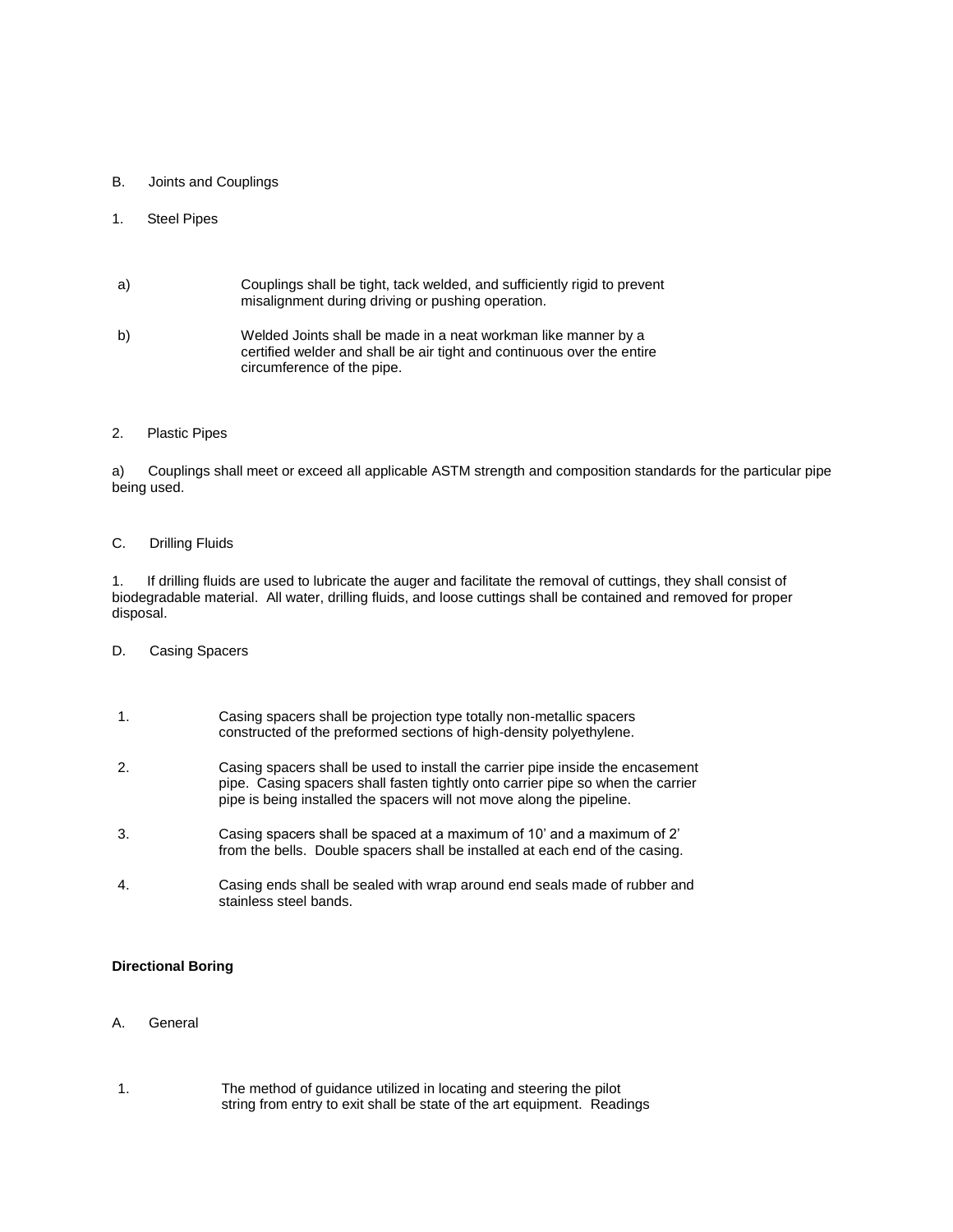B. Joints and Couplings

1. Steel Pipes

a) Couplings shall be tight, tack welded, and sufficiently rigid to prevent misalignment during driving or pushing operation.

b) Welded Joints shall be made in a neat workman like manner by a certified welder and shall be air tight and continuous over the entire circumference of the pipe.

2. Plastic Pipes

a) Couplings shall meet or exceed all applicable ASTM strength and composition standards for the particular pipe being used.

C. Drilling Fluids

1. If drilling fluids are used to lubricate the auger and facilitate the removal of cuttings, they shall consist of biodegradable material. All water, drilling fluids, and loose cuttings shall be contained and removed for proper disposal.

D. Casing Spacers

1. Casing spacers shall be projection type totally non-metallic spacers constructed of the preformed sections of high-density polyethylene.

2. Casing spacers shall be used to install the carrier pipe inside the encasement pipe. Casing spacers shall fasten tightly onto carrier pipe so when the carrier pipe is being installed the spacers will not move along the pipeline.

3. Casing spacers shall be spaced at a maximum of 10' and a maximum of 2' from the bells. Double spacers shall be installed at each end of the casing.

4. Casing ends shall be sealed with wrap around end seals made of rubber and stainless steel bands.

**Directional Boring**

A. General

1. The method of guidance utilized in locating and steering the pilot string from entry to exit shall be state of the art equipment. Readings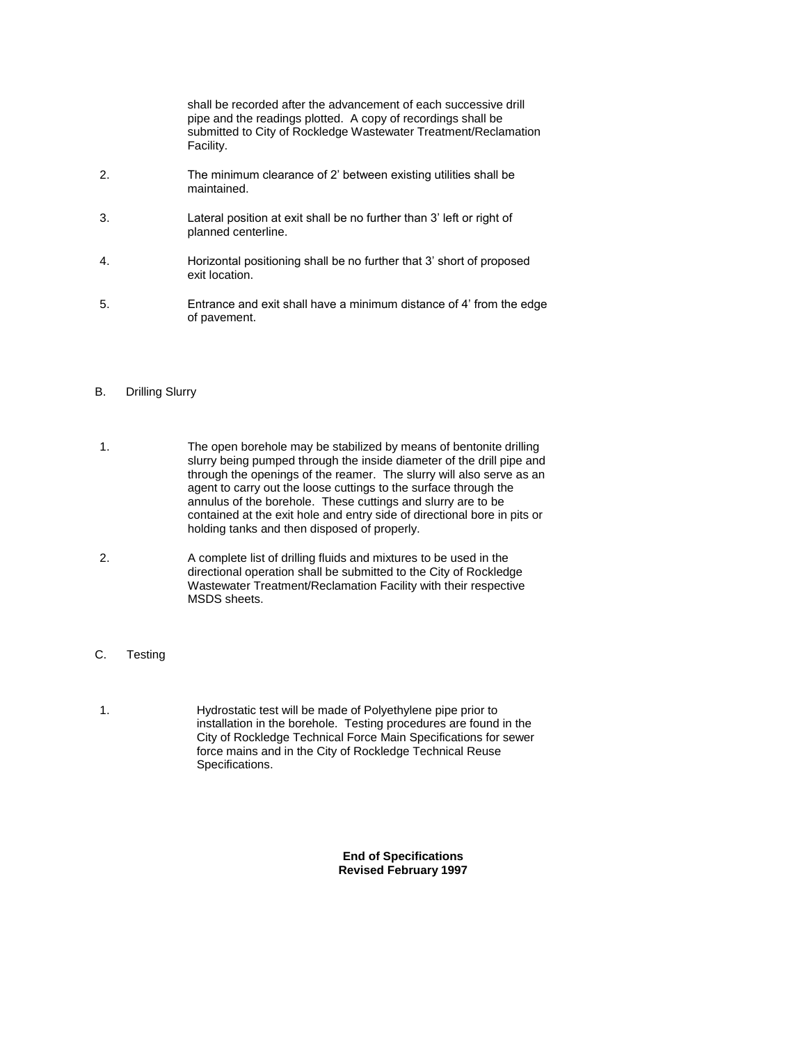shall be recorded after the advancement of each successive drill pipe and the readings plotted. A copy of recordings shall be submitted to City of Rockledge Wastewater Treatment/Reclamation Facility.

2. The minimum clearance of 2' between existing utilities shall be maintained.

3. Lateral position at exit shall be no further than 3' left or right of planned centerline.

4. Horizontal positioning shall be no further that 3' short of proposed exit location.

5. Entrance and exit shall have a minimum distance of 4' from the edge of pavement.

B. Drilling Slurry

1. The open borehole may be stabilized by means of bentonite drilling slurry being pumped through the inside diameter of the drill pipe and through the openings of the reamer. The slurry will also serve as an agent to carry out the loose cuttings to the surface through the annulus of the borehole. These cuttings and slurry are to be contained at the exit hole and entry side of directional bore in pits or holding tanks and then disposed of properly.

2. A complete list of drilling fluids and mixtures to be used in the directional operation shall be submitted to the City of Rockledge Wastewater Treatment/Reclamation Facility with their respective MSDS sheets.

C. Testing

1. Hydrostatic test will be made of Polyethylene pipe prior to installation in the borehole. Testing procedures are found in the City of Rockledge Technical Force Main Specifications for sewer force mains and in the City of Rockledge Technical Reuse Specifications.

**End of Specifications**
**Revised February 1997**